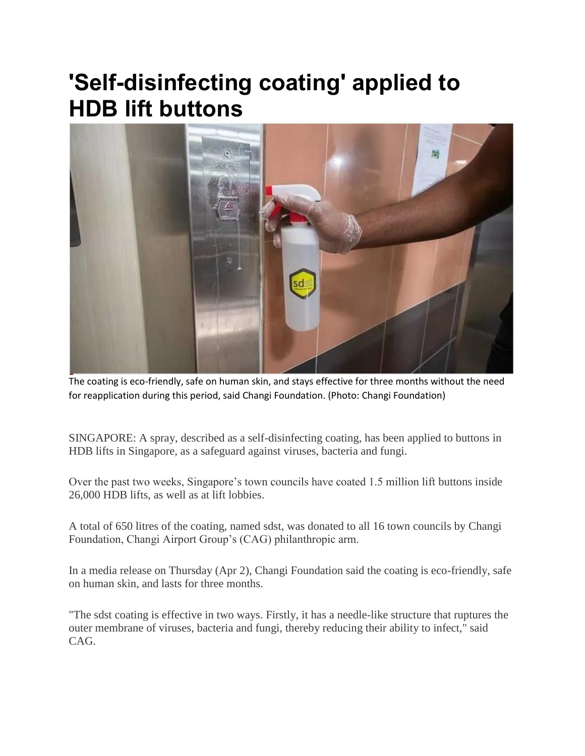# 'Self-disinfecting coating' applied to HDB lift buttons

The coating is eco-friendly, safe on human skin, and stays effective for three months without the need for reapplication during this period, said Changi Foundation. (Photo: Changi Foundation)

SINGAPORE: A spray, described as a self-disinfecting coating, has been applied to buttons in HDB lifts in Singapore, as a safeguard against viruses, bacteria and fungi.

Over the past two weeks, Singapore's town councils have coated 1.5 million lift buttons inside 26,000 HDB lifts, as well as at lift lobbies.

A total of 650 litres of the coating, named sdst, was donated to all 16 town councils by Changi Foundation, Changi Airport Group's (CAG) philanthropic arm.

In a media release on Thursday (Apr 2), Changi Foundation said the coating is eco-friendly, safe on human skin, and lasts for three months.

"The sdst coating is effective in two ways. Firstly, it has a needle-like structure that ruptures the outer membrane of viruses, bacteria and fungi, thereby reducing their ability to infect," said CAG.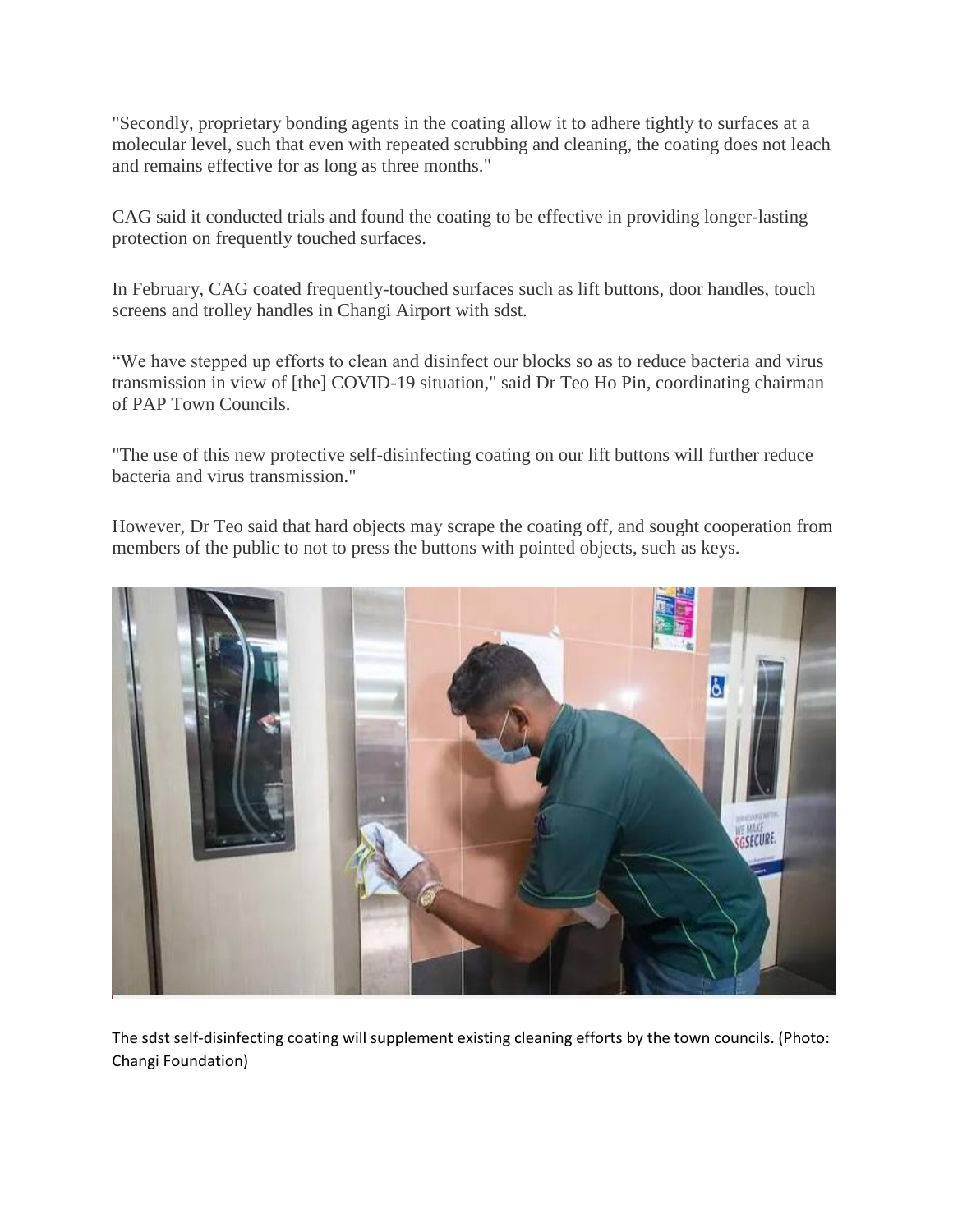"Secondly, proprietary bonding agents in the coating allow it to adhere tightly to surfaces at a molecular level, such that even with repeated scrubbing and cleaning, the coating does not leach and remains effective for as long as three months."

CAG said it conducted trials and found the coating to be effective in providing longer-lasting protection on frequently touched surfaces.

In February, CAG coated frequently-touched surfaces such as lift buttons, door handles, touch screens and trolley handles in Changi Airport with sdst.

"We have stepped up efforts to clean and disinfect our blocks so as to reduce bacteria and virus transmission in view of [the] COVID-19 situation," said Dr Teo Ho Pin, coordinating chairman of PAP Town Councils.

"The use of this new protective self-disinfecting coating on our lift buttons will further reduce bacteria and virus transmission."

However, Dr Teo said that hard objects may scrape the coating off, and sought cooperation from members of the public to not to press the buttons with pointed objects, such as keys.

The sdst self-disinfecting coating will supplement existing cleaning efforts by the town councils. (Photo: Changi Foundation)